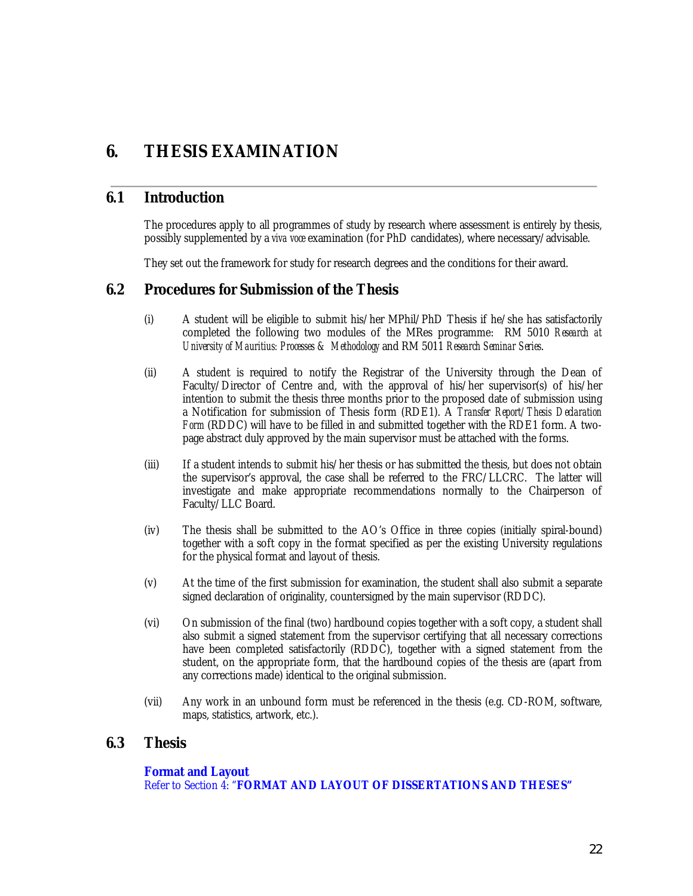# 6. THESIS EXAMINATION

## 6.1 Introduction

The procedures apply to all programmes of study by research where assessment is entirely by thesis, possibly supplemented by a *viva voce* examination (for PhD candidates), where necessary/advisable.

They set out the framework for study for research degrees and the conditions for their award.

## 6.2 Procedures for Submission of the Thesis

(i) A student will be eligible to submit his/her MPhil/PhD Thesis if he/she has satisfactorily completed the following two modules of the MRes programme: RM 5010 *Research at University of Mauritius: Processes & Methodology* and RM 5011 *Research Seminar Series*.

(ii) A student is required to notify the Registrar of the University through the Dean of Faculty/Director of Centre and, with the approval of his/her supervisor(s) of his/her intention to submit the thesis three months prior to the proposed date of submission using a Notification for submission of Thesis form (RDE1). A *Transfer Report/Thesis Declaration Form* (RDDC) will have to be filled in and submitted together with the RDE1 form. A two-page abstract duly approved by the main supervisor must be attached with the forms.

(iii) If a student intends to submit his/her thesis or has submitted the thesis, but does not obtain the supervisor's approval, the case shall be referred to the FRC/LLCRC. The latter will investigate and make appropriate recommendations normally to the Chairperson of Faculty/LLC Board.

(iv) The thesis shall be submitted to the AO's Office in three copies (initially spiral-bound) together with a soft copy in the format specified as per the existing University regulations for the physical format and layout of thesis.

(v) At the time of the first submission for examination, the student shall also submit a separate signed declaration of originality, countersigned by the main supervisor (RDDC).

(vi) On submission of the final (two) hardbound copies together with a soft copy, a student shall also submit a signed statement from the supervisor certifying that all necessary corrections have been completed satisfactorily (RDDC), together with a signed statement from the student, on the appropriate form, that the hardbound copies of the thesis are (apart from any corrections made) identical to the original submission.

(vii) Any work in an unbound form must be referenced in the thesis (e.g. CD-ROM, software, maps, statistics, artwork, etc.).

## 6.3 Thesis

**Format and Layout**
Refer to Section 4: "**FORMAT AND LAYOUT OF DISSERTATIONS AND THESES**"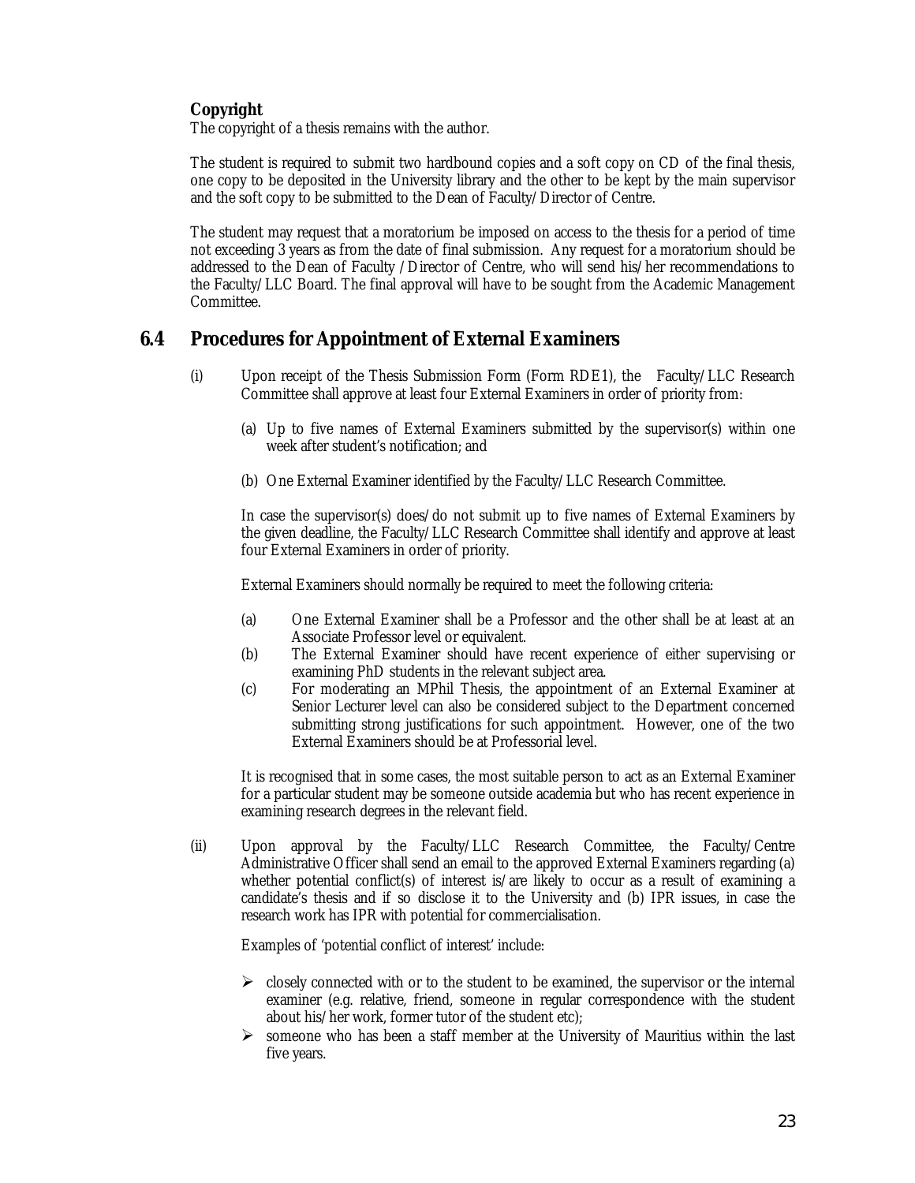**Copyright**

The copyright of a thesis remains with the author.

The student is required to submit two hardbound copies and a soft copy on CD of the final thesis, one copy to be deposited in the University library and the other to be kept by the main supervisor and the soft copy to be submitted to the Dean of Faculty/Director of Centre.

The student may request that a moratorium be imposed on access to the thesis for a period of time not exceeding 3 years as from the date of final submission. Any request for a moratorium should be addressed to the Dean of Faculty /Director of Centre, who will send his/her recommendations to the Faculty/LLC Board. The final approval will have to be sought from the Academic Management Committee.

## 6.4 Procedures for Appointment of External Examiners

(i) Upon receipt of the Thesis Submission Form (Form RDE1), the Faculty/LLC Research Committee shall approve at least four External Examiners in order of priority from:

(a) Up to five names of External Examiners submitted by the supervisor(s) within one week after student's notification; and

(b) One External Examiner identified by the Faculty/LLC Research Committee.

In case the supervisor(s) does/do not submit up to five names of External Examiners by the given deadline, the Faculty/LLC Research Committee shall identify and approve at least four External Examiners in order of priority.

External Examiners should normally be required to meet the following criteria:

(a) One External Examiner shall be a Professor and the other shall be at least at an Associate Professor level or equivalent.

(b) The External Examiner should have recent experience of either supervising or examining PhD students in the relevant subject area.

(c) For moderating an MPhil Thesis, the appointment of an External Examiner at Senior Lecturer level can also be considered subject to the Department concerned submitting strong justifications for such appointment. However, one of the two External Examiners should be at Professorial level.

It is recognised that in some cases, the most suitable person to act as an External Examiner for a particular student may be someone outside academia but who has recent experience in examining research degrees in the relevant field.

(ii) Upon approval by the Faculty/LLC Research Committee, the Faculty/Centre Administrative Officer shall send an email to the approved External Examiners regarding (a) whether potential conflict(s) of interest is/are likely to occur as a result of examining a candidate's thesis and if so disclose it to the University and (b) IPR issues, in case the research work has IPR with potential for commercialisation.

Examples of 'potential conflict of interest' include:

- closely connected with or to the student to be examined, the supervisor or the internal examiner (e.g. relative, friend, someone in regular correspondence with the student about his/her work, former tutor of the student etc);
- someone who has been a staff member at the University of Mauritius within the last five years.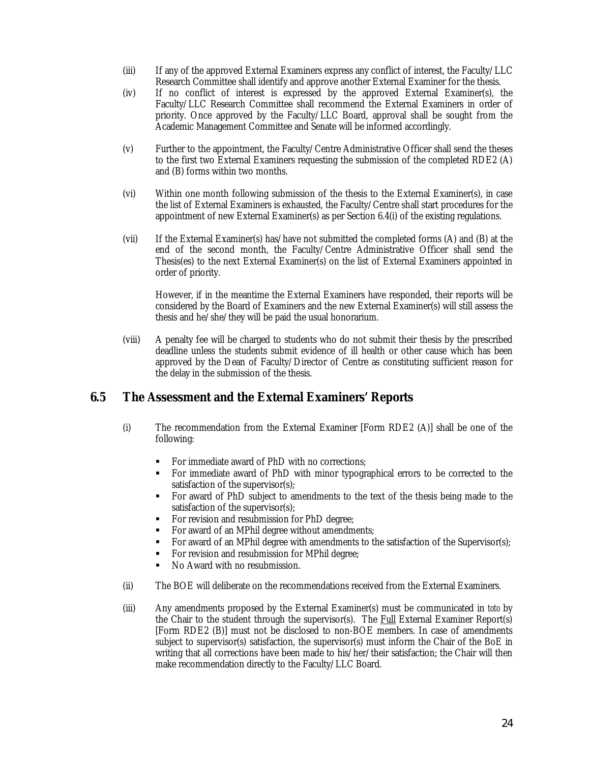(iii) If any of the approved External Examiners express any conflict of interest, the Faculty/LLC Research Committee shall identify and approve another External Examiner for the thesis.

(iv) If no conflict of interest is expressed by the approved External Examiner(s), the Faculty/LLC Research Committee shall recommend the External Examiners in order of priority. Once approved by the Faculty/LLC Board, approval shall be sought from the Academic Management Committee and Senate will be informed accordingly.

(v) Further to the appointment, the Faculty/Centre Administrative Officer shall send the theses to the first two External Examiners requesting the submission of the completed RDE2 (A) and (B) forms within two months.

(vi) Within one month following submission of the thesis to the External Examiner(s), in case the list of External Examiners is exhausted, the Faculty/Centre shall start procedures for the appointment of new External Examiner(s) as per Section 6.4(i) of the existing regulations.

(vii) If the External Examiner(s) has/have not submitted the completed forms (A) and (B) at the end of the second month, the Faculty/Centre Administrative Officer shall send the Thesis(es) to the next External Examiner(s) on the list of External Examiners appointed in order of priority.

However, if in the meantime the External Examiners have responded, their reports will be considered by the Board of Examiners and the new External Examiner(s) will still assess the thesis and he/she/they will be paid the usual honorarium.

(viii) A penalty fee will be charged to students who do not submit their thesis by the prescribed deadline unless the students submit evidence of ill health or other cause which has been approved by the Dean of Faculty/Director of Centre as constituting sufficient reason for the delay in the submission of the thesis.

## 6.5 The Assessment and the External Examiners' Reports

(i) The recommendation from the External Examiner [Form RDE2 (A)] shall be one of the following:

- For immediate award of PhD with no corrections;
- For immediate award of PhD with minor typographical errors to be corrected to the satisfaction of the supervisor(s);
- For award of PhD subject to amendments to the text of the thesis being made to the satisfaction of the supervisor(s);
- For revision and resubmission for PhD degree;
- For award of an MPhil degree without amendments;
- For award of an MPhil degree with amendments to the satisfaction of the Supervisor(s);
- For revision and resubmission for MPhil degree;
- No Award with no resubmission.

(ii) The BOE will deliberate on the recommendations received from the External Examiners.

(iii) Any amendments proposed by the External Examiner(s) must be communicated in *toto* by the Chair to the student through the supervisor(s). The Full External Examiner Report(s) [Form RDE2 (B)] must not be disclosed to non-BOE members. In case of amendments subject to supervisor(s) satisfaction, the supervisor(s) must inform the Chair of the BoE in writing that all corrections have been made to his/her/their satisfaction; the Chair will then make recommendation directly to the Faculty/LLC Board.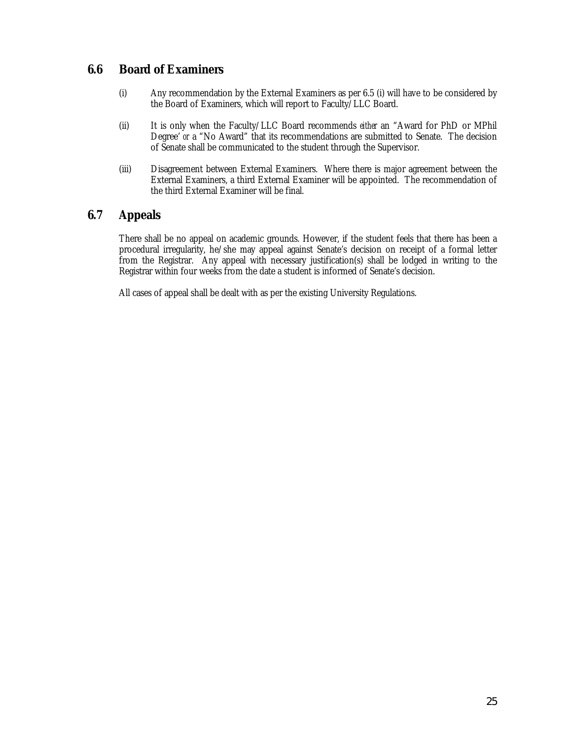## 6.6 Board of Examiners

(i) Any recommendation by the External Examiners as per 6.5 (i) will have to be considered by the Board of Examiners, which will report to Faculty/LLC Board.

(ii) It is only when the Faculty/LLC Board recommends *either* an "Award for PhD or MPhil Degree' *or* a "No Award" that its recommendations are submitted to Senate. The decision of Senate shall be communicated to the student through the Supervisor.

(iii) Disagreement between External Examiners. Where there is major agreement between the External Examiners, a third External Examiner will be appointed. The recommendation of the third External Examiner will be final.

## 6.7 Appeals

There shall be no appeal on academic grounds. However, if the student feels that there has been a procedural irregularity, he/she may appeal against Senate's decision on receipt of a formal letter from the Registrar. Any appeal with necessary justification(s) shall be lodged in writing to the Registrar within four weeks from the date a student is informed of Senate's decision.

All cases of appeal shall be dealt with as per the existing University Regulations.